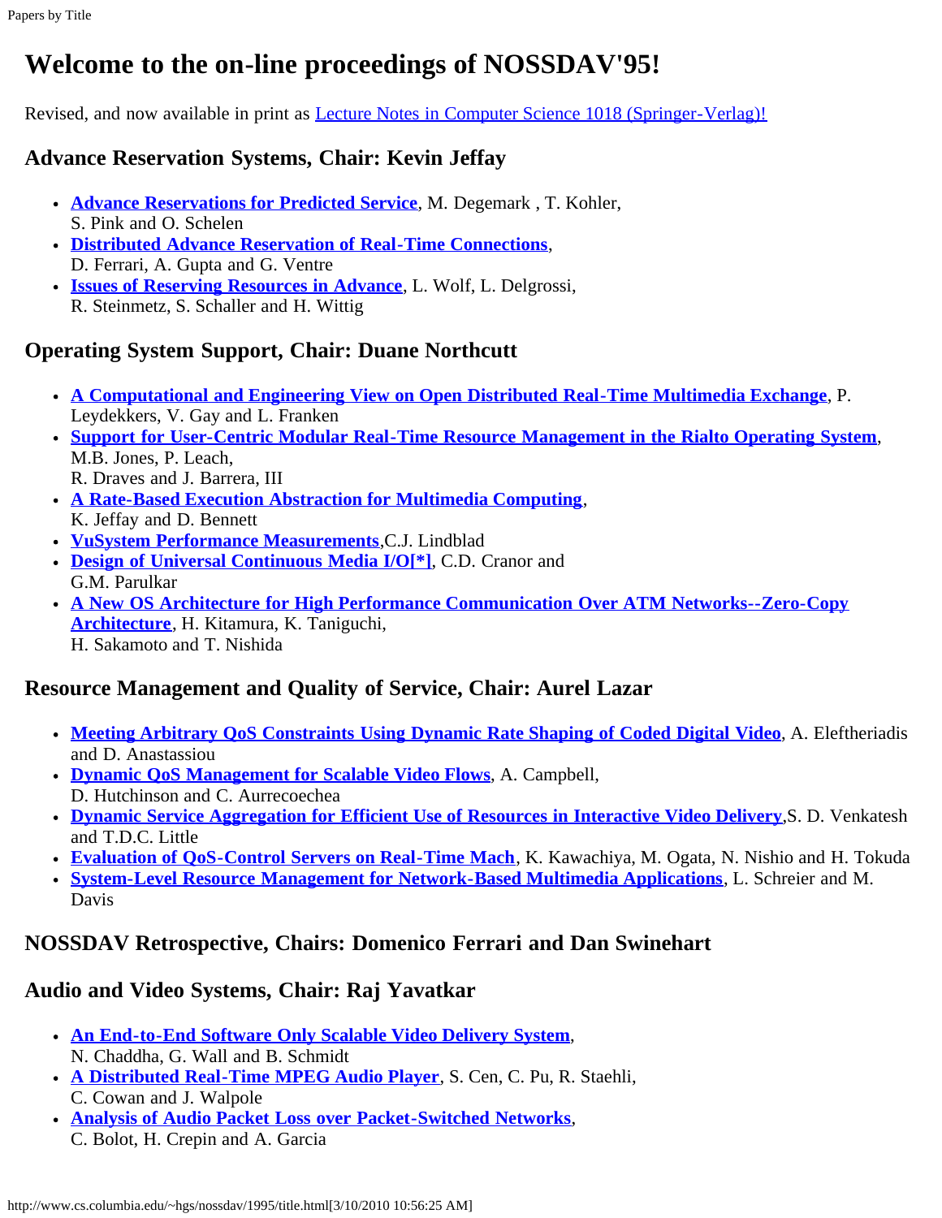# Welcome to the on-line proceedings of NOSSDAV'95!

Revised, and now available in print as Lecture Notes in Computer Science 1018 (Springer-Verlag)!

### Advance Reservation Systems, Chair: Kevin Jeffay

- **Advance Reservations for Predicted Service**, M. Degemark , T. Kohler, S. Pink and O. Schelen
- **Distributed Advance Reservation of Real-Time Connections**, D. Ferrari, A. Gupta and G. Ventre
- **Issues of Reserving Resources in Advance**, L. Wolf, L. Delgrossi, R. Steinmetz, S. Schaller and H. Wittig

### Operating System Support, Chair: Duane Northcutt

- **A Computational and Engineering View on Open Distributed Real-Time Multimedia Exchange**, P. Leydekkers, V. Gay and L. Franken
- **Support for User-Centric Modular Real-Time Resource Management in the Rialto Operating System**, M.B. Jones, P. Leach, R. Draves and J. Barrera, III
- **A Rate-Based Execution Abstraction for Multimedia Computing**, K. Jeffay and D. Bennett
- **VuSystem Performance Measurements**,C.J. Lindblad
- **Design of Universal Continuous Media I/O[*]**, C.D. Cranor and G.M. Parulkar
- **A New OS Architecture for High Performance Communication Over ATM Networks--Zero-Copy Architecture**, H. Kitamura, K. Taniguchi, H. Sakamoto and T. Nishida

### Resource Management and Quality of Service, Chair: Aurel Lazar

- **Meeting Arbitrary QoS Constraints Using Dynamic Rate Shaping of Coded Digital Video**, A. Eleftheriadis and D. Anastassiou
- **Dynamic QoS Management for Scalable Video Flows**, A. Campbell, D. Hutchinson and C. Aurrecoechea
- **Dynamic Service Aggregation for Efficient Use of Resources in Interactive Video Delivery**,S. D. Venkatesh and T.D.C. Little
- **Evaluation of QoS-Control Servers on Real-Time Mach**, K. Kawachiya, M. Ogata, N. Nishio and H. Tokuda
- **System-Level Resource Management for Network-Based Multimedia Applications**, L. Schreier and M. Davis

### NOSSDAV Retrospective, Chairs: Domenico Ferrari and Dan Swinehart

### Audio and Video Systems, Chair: Raj Yavatkar

- **An End-to-End Software Only Scalable Video Delivery System**, N. Chaddha, G. Wall and B. Schmidt
- **A Distributed Real-Time MPEG Audio Player**, S. Cen, C. Pu, R. Staehli, C. Cowan and J. Walpole
- **Analysis of Audio Packet Loss over Packet-Switched Networks**, C. Bolot, H. Crepin and A. Garcia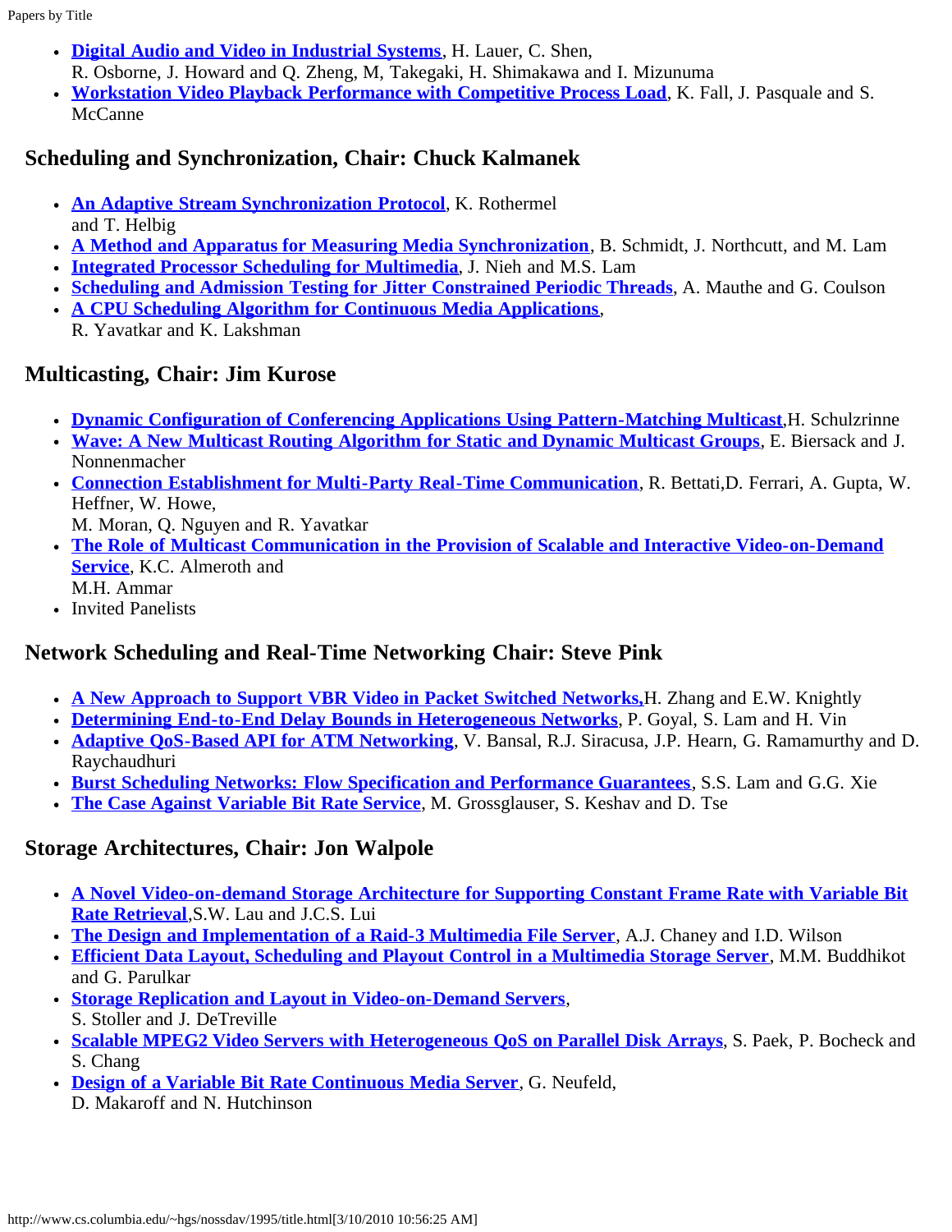- **Digital Audio and Video in Industrial Systems**, H. Lauer, C. Shen, R. Osborne, J. Howard and Q. Zheng, M, Takegaki, H. Shimakawa and I. Mizunuma
- **Workstation Video Playback Performance with Competitive Process Load**, K. Fall, J. Pasquale and S. McCanne

### Scheduling and Synchronization, Chair: Chuck Kalmanek

- **An Adaptive Stream Synchronization Protocol**, K. Rothermel and T. Helbig
- **A Method and Apparatus for Measuring Media Synchronization**, B. Schmidt, J. Northcutt, and M. Lam
- **Integrated Processor Scheduling for Multimedia**, J. Nieh and M.S. Lam
- **Scheduling and Admission Testing for Jitter Constrained Periodic Threads**, A. Mauthe and G. Coulson
- **A CPU Scheduling Algorithm for Continuous Media Applications**, R. Yavatkar and K. Lakshman

### Multicasting, Chair: Jim Kurose

- **Dynamic Configuration of Conferencing Applications Using Pattern-Matching Multicast**,H. Schulzrinne
- **Wave: A New Multicast Routing Algorithm for Static and Dynamic Multicast Groups**, E. Biersack and J. Nonnenmacher
- **Connection Establishment for Multi-Party Real-Time Communication**, R. Bettati,D. Ferrari, A. Gupta, W. Heffner, W. Howe, M. Moran, Q. Nguyen and R. Yavatkar
- **The Role of Multicast Communication in the Provision of Scalable and Interactive Video-on-Demand Service**, K.C. Almeroth and M.H. Ammar
- Invited Panelists

### Network Scheduling and Real-Time Networking Chair: Steve Pink

- **A New Approach to Support VBR Video in Packet Switched Networks,**H. Zhang and E.W. Knightly
- **Determining End-to-End Delay Bounds in Heterogeneous Networks**, P. Goyal, S. Lam and H. Vin
- **Adaptive QoS-Based API for ATM Networking**, V. Bansal, R.J. Siracusa, J.P. Hearn, G. Ramamurthy and D. Raychaudhuri
- **Burst Scheduling Networks: Flow Specification and Performance Guarantees**, S.S. Lam and G.G. Xie
- **The Case Against Variable Bit Rate Service**, M. Grossglauser, S. Keshav and D. Tse

### Storage Architectures, Chair: Jon Walpole

- **A Novel Video-on-demand Storage Architecture for Supporting Constant Frame Rate with Variable Bit Rate Retrieval**,S.W. Lau and J.C.S. Lui
- **The Design and Implementation of a Raid-3 Multimedia File Server**, A.J. Chaney and I.D. Wilson
- **Efficient Data Layout, Scheduling and Playout Control in a Multimedia Storage Server**, M.M. Buddhikot and G. Parulkar
- **Storage Replication and Layout in Video-on-Demand Servers**, S. Stoller and J. DeTreville
- **Scalable MPEG2 Video Servers with Heterogeneous QoS on Parallel Disk Arrays**, S. Paek, P. Bocheck and S. Chang
- **Design of a Variable Bit Rate Continuous Media Server**, G. Neufeld, D. Makaroff and N. Hutchinson